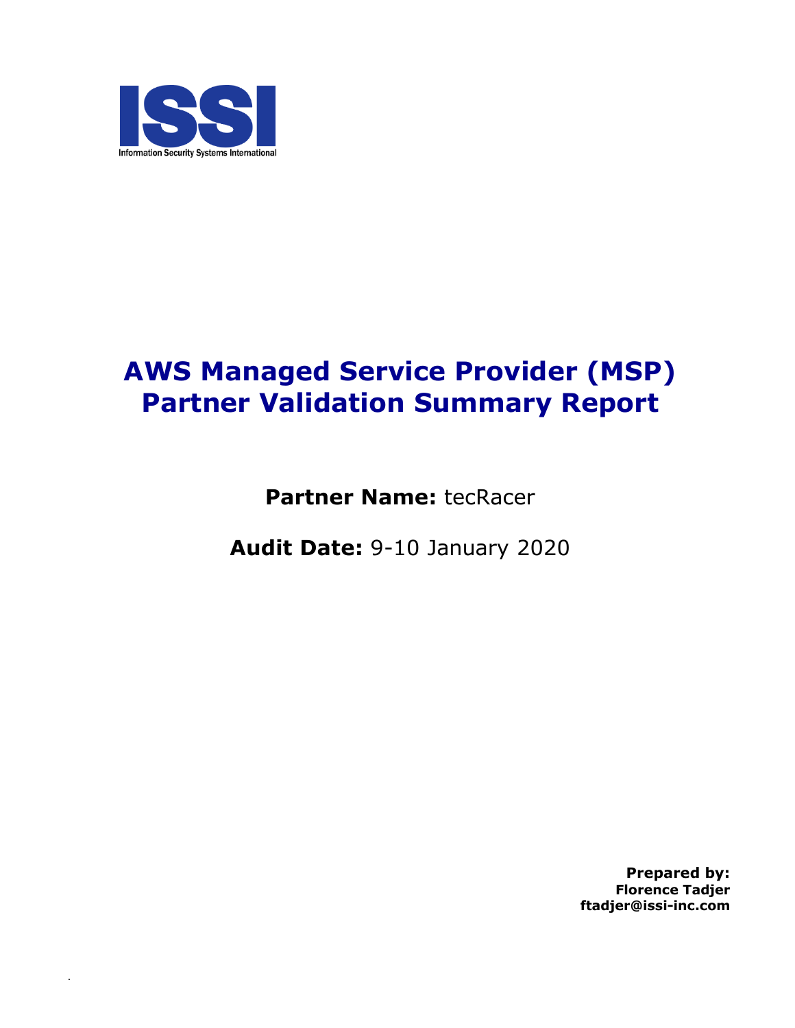ISSI

Information Security Systems International

# AWS Managed Service Provider (MSP) Partner Validation Summary Report

**Partner Name:** tecRacer

**Audit Date:** 9-10 January 2020

**Prepared by:**
**Florence Tadjer**
**ftadjer@issi-inc.com**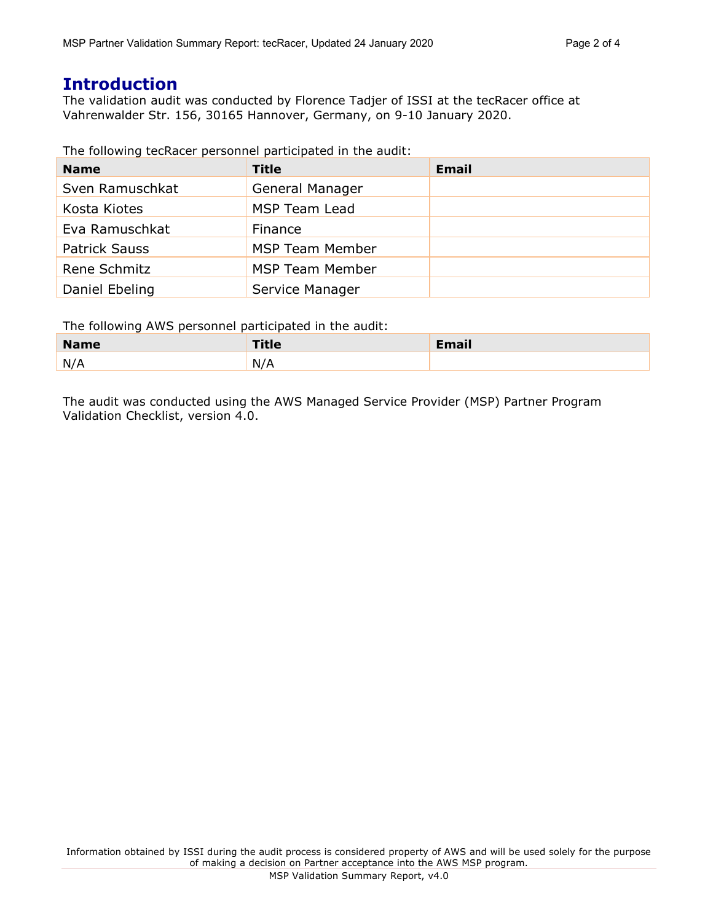# Introduction

The validation audit was conducted by Florence Tadjer of ISSI at the tecRacer office at Vahrenwalder Str. 156, 30165 Hannover, Germany, on 9-10 January 2020.

The following tecRacer personnel participated in the audit:

| Name | Title | Email |
| --- | --- | --- |
| Sven Ramuschkat | General Manager | |
| Kosta Kiotes | MSP Team Lead | |
| Eva Ramuschkat | Finance | |
| Patrick Sauss | MSP Team Member | |
| Rene Schmitz | MSP Team Member | |
| Daniel Ebeling | Service Manager | |

The following AWS personnel participated in the audit:

| Name | Title | Email |
| --- | --- | --- |
| N/A | N/A | |

The audit was conducted using the AWS Managed Service Provider (MSP) Partner Program Validation Checklist, version 4.0.

Information obtained by ISSI during the audit process is considered property of AWS and will be used solely for the purpose of making a decision on Partner acceptance into the AWS MSP program.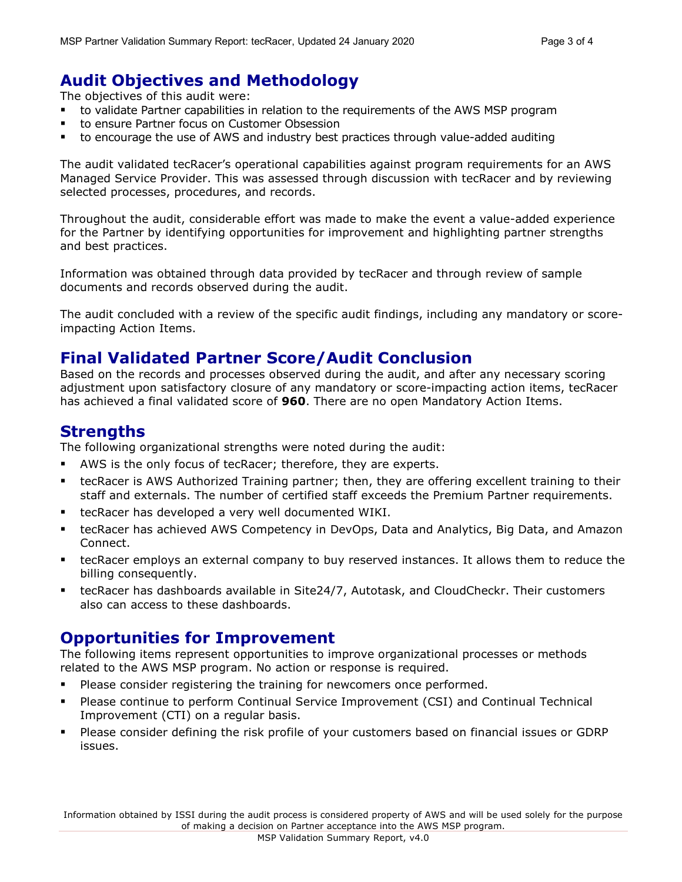## Audit Objectives and Methodology

The objectives of this audit were:

- to validate Partner capabilities in relation to the requirements of the AWS MSP program
- to ensure Partner focus on Customer Obsession
- to encourage the use of AWS and industry best practices through value-added auditing

The audit validated tecRacer's operational capabilities against program requirements for an AWS Managed Service Provider. This was assessed through discussion with tecRacer and by reviewing selected processes, procedures, and records.

Throughout the audit, considerable effort was made to make the event a value-added experience for the Partner by identifying opportunities for improvement and highlighting partner strengths and best practices.

Information was obtained through data provided by tecRacer and through review of sample documents and records observed during the audit.

The audit concluded with a review of the specific audit findings, including any mandatory or score-impacting Action Items.

## Final Validated Partner Score/Audit Conclusion

Based on the records and processes observed during the audit, and after any necessary scoring adjustment upon satisfactory closure of any mandatory or score-impacting action items, tecRacer has achieved a final validated score of **960**. There are no open Mandatory Action Items.

## Strengths

The following organizational strengths were noted during the audit:

- AWS is the only focus of tecRacer; therefore, they are experts.
- tecRacer is AWS Authorized Training partner; then, they are offering excellent training to their staff and externals. The number of certified staff exceeds the Premium Partner requirements.
- tecRacer has developed a very well documented WIKI.
- tecRacer has achieved AWS Competency in DevOps, Data and Analytics, Big Data, and Amazon Connect.
- tecRacer employs an external company to buy reserved instances. It allows them to reduce the billing consequently.
- tecRacer has dashboards available in Site24/7, Autotask, and CloudCheckr. Their customers also can access to these dashboards.

## Opportunities for Improvement

The following items represent opportunities to improve organizational processes or methods related to the AWS MSP program. No action or response is required.

- Please consider registering the training for newcomers once performed.
- Please continue to perform Continual Service Improvement (CSI) and Continual Technical Improvement (CTI) on a regular basis.
- Please consider defining the risk profile of your customers based on financial issues or GDRP issues.

Information obtained by ISSI during the audit process is considered property of AWS and will be used solely for the purpose of making a decision on Partner acceptance into the AWS MSP program.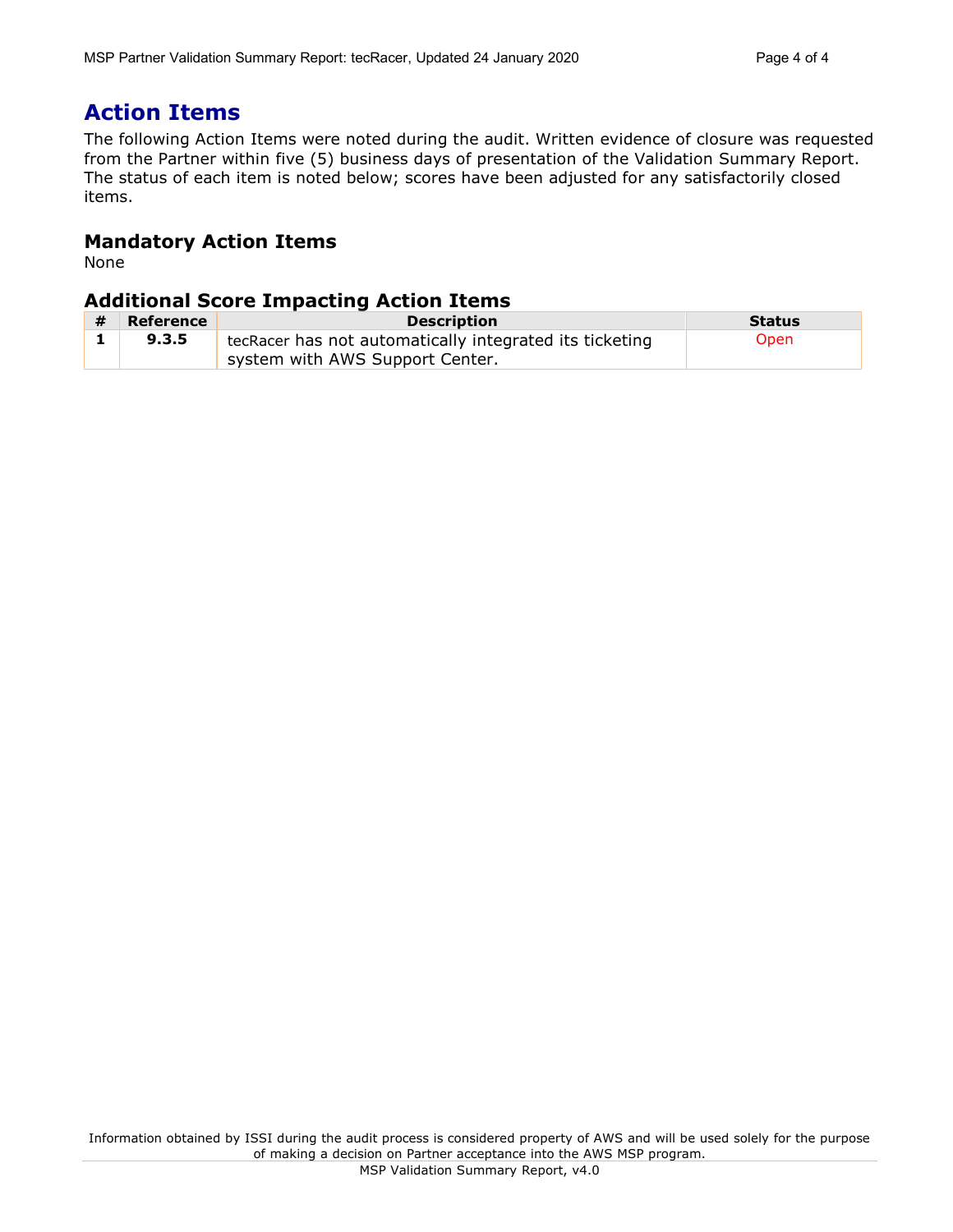# Action Items

The following Action Items were noted during the audit. Written evidence of closure was requested from the Partner within five (5) business days of presentation of the Validation Summary Report. The status of each item is noted below; scores have been adjusted for any satisfactorily closed items.

## Mandatory Action Items

None

## Additional Score Impacting Action Items

| # | Reference | Description | Status |
|---|---|---|---|
| 1 | 9.3.5 | tecRacer has not automatically integrated its ticketing system with AWS Support Center. | Open |

Information obtained by ISSI during the audit process is considered property of AWS and will be used solely for the purpose of making a decision on Partner acceptance into the AWS MSP program.